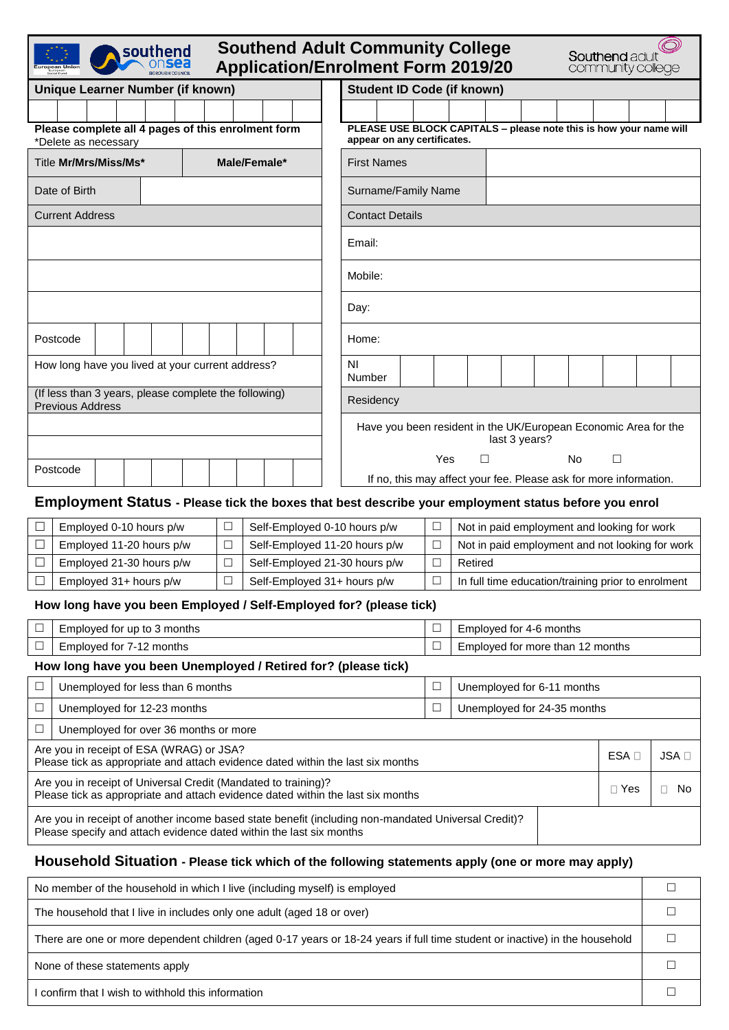# Southend Adult Community College Application/Enrolment Form 2019/20

| Unique Learner Number (if known) | Student ID Code (if known) |
|---|---|
| | |

**Please complete all 4 pages of this enrolment form**
*Delete as necessary

**PLEASE USE BLOCK CAPITALS – please note this is how your name will appear on any certificates.**

| | | | |
|---|---|---|---|
| Title **Mr/Mrs/Miss/Ms*** | **Male/Female*** | First Names | |
| Date of Birth | | Surname/Family Name | |
| Current Address | | Contact Details | |
| | | Email: | |
| | | Mobile: | |
| | | Day: | |
| Postcode | | Home: | |
| How long have you lived at your current address? | | NI Number | |
| (If less than 3 years, please complete the following) Previous Address | | Residency | |
| | | Have you been resident in the UK/European Economic Area for the last 3 years? | |
| | | Yes ☐ No ☐ | |
| Postcode | | If no, this may affect your fee. Please ask for more information. | |

## Employment Status - Please tick the boxes that best describe your employment status before you enrol

| | | | | | |
|---|---|---|---|---|---|
| ☐ | Employed 0-10 hours p/w | ☐ | Self-Employed 0-10 hours p/w | ☐ | Not in paid employment and looking for work |
| ☐ | Employed 11-20 hours p/w | ☐ | Self-Employed 11-20 hours p/w | ☐ | Not in paid employment and not looking for work |
| ☐ | Employed 21-30 hours p/w | ☐ | Self-Employed 21-30 hours p/w | ☐ | Retired |
| ☐ | Employed 31+ hours p/w | ☐ | Self-Employed 31+ hours p/w | ☐ | In full time education/training prior to enrolment |

### How long have you been Employed / Self-Employed for? (please tick)

| | | | |
|---|---|---|---|
| ☐ | Employed for up to 3 months | ☐ | Employed for 4-6 months |
| ☐ | Employed for 7-12 months | ☐ | Employed for more than 12 months |

### How long have you been Unemployed / Retired for? (please tick)

| | | | |
|---|---|---|---|
| ☐ | Unemployed for less than 6 months | ☐ | Unemployed for 6-11 months |
| ☐ | Unemployed for 12-23 months | ☐ | Unemployed for 24-35 months |
| ☐ | Unemployed for over 36 months or more | | |

| | | |
|---|---|---|
| Are you in receipt of ESA (WRAG) or JSA? Please tick as appropriate and attach evidence dated within the last six months | ESA ☐ | JSA ☐ |
| Are you in receipt of Universal Credit (Mandated to training)? Please tick as appropriate and attach evidence dated within the last six months | ☐ Yes | ☐ No |
| Are you in receipt of another income based state benefit (including non-mandated Universal Credit)? Please specify and attach evidence dated within the last six months | | |

## Household Situation - Please tick which of the following statements apply (one or more may apply)

| | |
|---|---|
| No member of the household in which I live (including myself) is employed | ☐ |
| The household that I live in includes only one adult (aged 18 or over) | ☐ |
| There are one or more dependent children (aged 0-17 years or 18-24 years if full time student or inactive) in the household | ☐ |
| None of these statements apply | ☐ |
| I confirm that I wish to withhold this information | ☐ |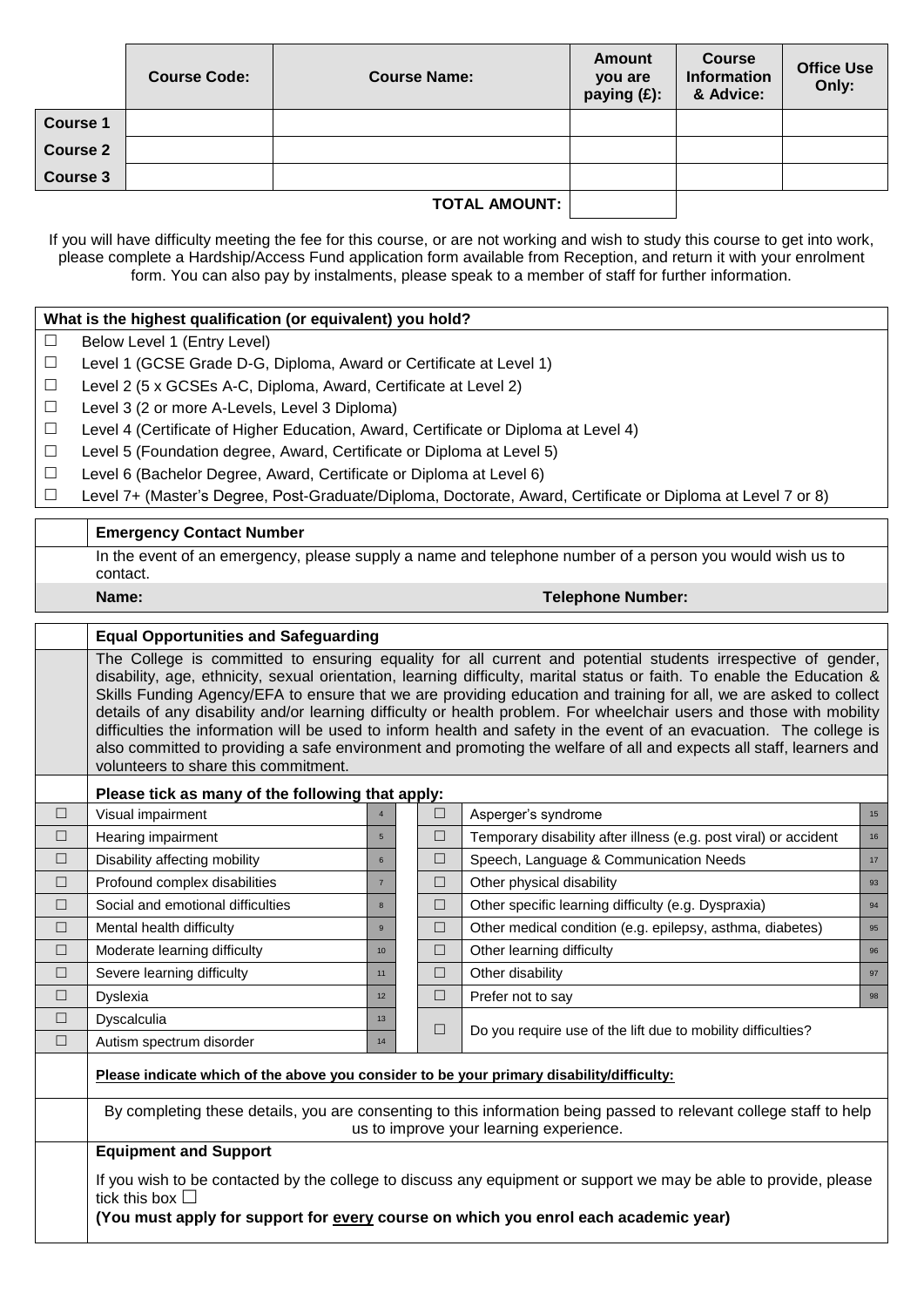| | Course Code: | Course Name: | Amount you are paying (£): | Course Information & Advice: | Office Use Only: |
|---|---|---|---|---|---|
| **Course 1** | | | | | |
| **Course 2** | | | | | |
| **Course 3** | | | | | |
| | | **TOTAL AMOUNT:** | | | |

If you will have difficulty meeting the fee for this course, or are not working and wish to study this course to get into work, please complete a Hardship/Access Fund application form available from Reception, and return it with your enrolment form. You can also pay by instalments, please speak to a member of staff for further information.

**What is the highest qualification (or equivalent) you hold?**

- ☐ Below Level 1 (Entry Level)
- ☐ Level 1 (GCSE Grade D-G, Diploma, Award or Certificate at Level 1)
- ☐ Level 2 (5 x GCSEs A-C, Diploma, Award, Certificate at Level 2)
- ☐ Level 3 (2 or more A-Levels, Level 3 Diploma)
- ☐ Level 4 (Certificate of Higher Education, Award, Certificate or Diploma at Level 4)
- ☐ Level 5 (Foundation degree, Award, Certificate or Diploma at Level 5)
- ☐ Level 6 (Bachelor Degree, Award, Certificate or Diploma at Level 6)
- ☐ Level 7+ (Master's Degree, Post-Graduate/Diploma, Doctorate, Award, Certificate or Diploma at Level 7 or 8)

**Emergency Contact Number**

In the event of an emergency, please supply a name and telephone number of a person you would wish us to contact.

**Name:** **Telephone Number:**

**Equal Opportunities and Safeguarding**

The College is committed to ensuring equality for all current and potential students irrespective of gender, disability, age, ethnicity, sexual orientation, learning difficulty, marital status or faith. To enable the Education & Skills Funding Agency/EFA to ensure that we are providing education and training for all, we are asked to collect details of any disability and/or learning difficulty or health problem. For wheelchair users and those with mobility difficulties the information will be used to inform health and safety in the event of an evacuation. The college is also committed to providing a safe environment and promoting the welfare of all and expects all staff, learners and volunteers to share this commitment.

**Please tick as many of the following that apply:**

| | | | | | |
|---|---|---|---|---|---|
| ☐ | Visual impairment | 4 | ☐ | Asperger's syndrome | 15 |
| ☐ | Hearing impairment | 5 | ☐ | Temporary disability after illness (e.g. post viral) or accident | 16 |
| ☐ | Disability affecting mobility | 6 | ☐ | Speech, Language & Communication Needs | 17 |
| ☐ | Profound complex disabilities | 7 | ☐ | Other physical disability | 93 |
| ☐ | Social and emotional difficulties | 8 | ☐ | Other specific learning difficulty (e.g. Dyspraxia) | 94 |
| ☐ | Mental health difficulty | 9 | ☐ | Other medical condition (e.g. epilepsy, asthma, diabetes) | 95 |
| ☐ | Moderate learning difficulty | 10 | ☐ | Other learning difficulty | 96 |
| ☐ | Severe learning difficulty | 11 | ☐ | Other disability | 97 |
| ☐ | Dyslexia | 12 | ☐ | Prefer not to say | 98 |
| ☐ | Dyscalculia | 13 | ☐ | Do you require use of the lift due to mobility difficulties? | |
| ☐ | Autism spectrum disorder | 14 | | | |

**Please indicate which of the above you consider to be your primary disability/difficulty:**

By completing these details, you are consenting to this information being passed to relevant college staff to help us to improve your learning experience.

**Equipment and Support**

If you wish to be contacted by the college to discuss any equipment or support we may be able to provide, please tick this box ☐

**(You must apply for support for every course on which you enrol each academic year)**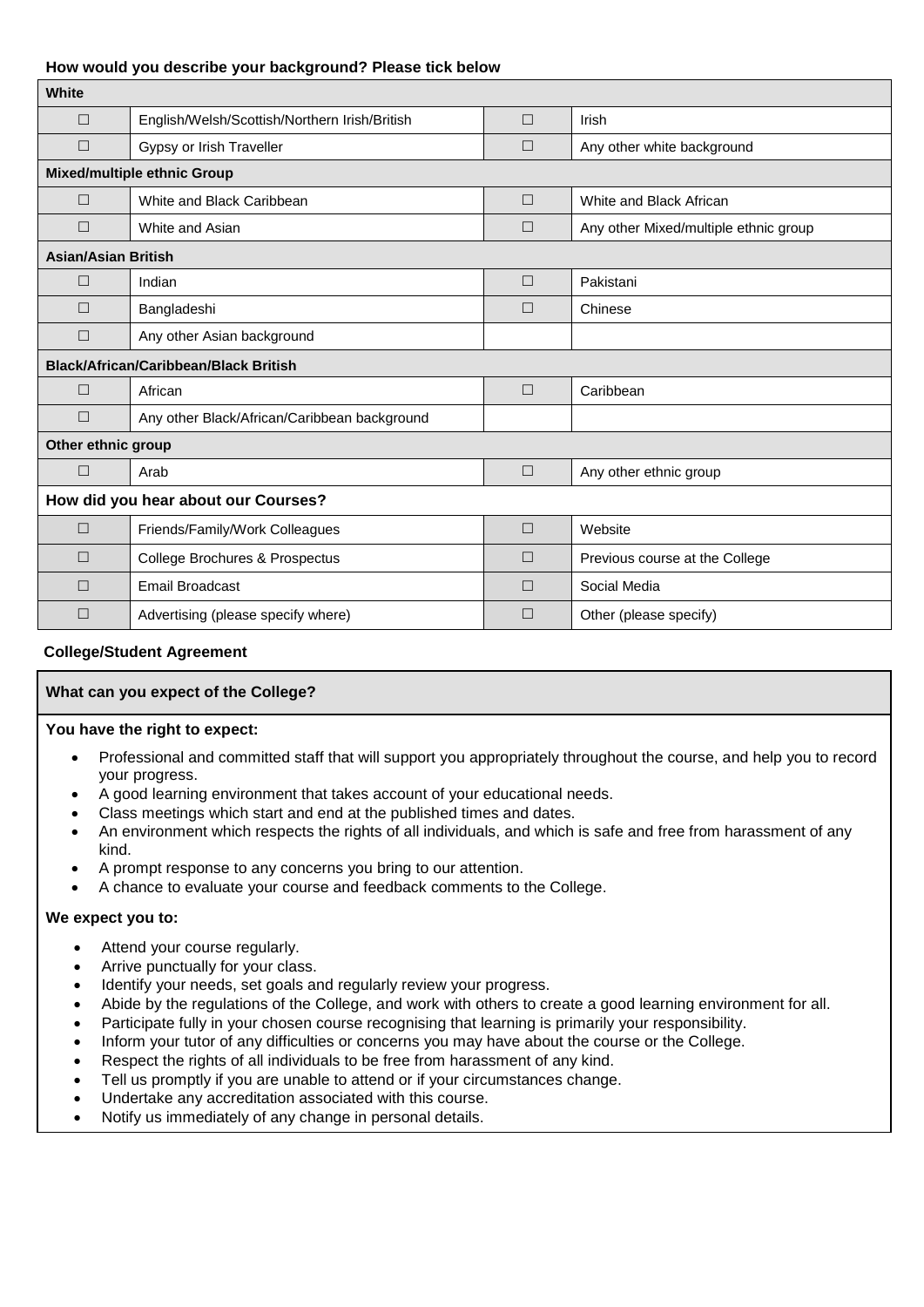**How would you describe your background? Please tick below**

| | | | |
|---|---|---|---|
| **White** | | | |
| ☐ | English/Welsh/Scottish/Northern Irish/British | ☐ | Irish |
| ☐ | Gypsy or Irish Traveller | ☐ | Any other white background |
| **Mixed/multiple ethnic Group** | | | |
| ☐ | White and Black Caribbean | ☐ | White and Black African |
| ☐ | White and Asian | ☐ | Any other Mixed/multiple ethnic group |
| **Asian/Asian British** | | | |
| ☐ | Indian | ☐ | Pakistani |
| ☐ | Bangladeshi | ☐ | Chinese |
| ☐ | Any other Asian background | | |
| **Black/African/Caribbean/Black British** | | | |
| ☐ | African | ☐ | Caribbean |
| ☐ | Any other Black/African/Caribbean background | | |
| **Other ethnic group** | | | |
| ☐ | Arab | ☐ | Any other ethnic group |
| **How did you hear about our Courses?** | | | |
| ☐ | Friends/Family/Work Colleagues | ☐ | Website |
| ☐ | College Brochures & Prospectus | ☐ | Previous course at the College |
| ☐ | Email Broadcast | ☐ | Social Media |
| ☐ | Advertising (please specify where) | ☐ | Other (please specify) |

**College/Student Agreement**

**What can you expect of the College?**

**You have the right to expect:**

- Professional and committed staff that will support you appropriately throughout the course, and help you to record your progress.
- A good learning environment that takes account of your educational needs.
- Class meetings which start and end at the published times and dates.
- An environment which respects the rights of all individuals, and which is safe and free from harassment of any kind.
- A prompt response to any concerns you bring to our attention.
- A chance to evaluate your course and feedback comments to the College.

**We expect you to:**

- Attend your course regularly.
- Arrive punctually for your class.
- Identify your needs, set goals and regularly review your progress.
- Abide by the regulations of the College, and work with others to create a good learning environment for all.
- Participate fully in your chosen course recognising that learning is primarily your responsibility.
- Inform your tutor of any difficulties or concerns you may have about the course or the College.
- Respect the rights of all individuals to be free from harassment of any kind.
- Tell us promptly if you are unable to attend or if your circumstances change.
- Undertake any accreditation associated with this course.
- Notify us immediately of any change in personal details.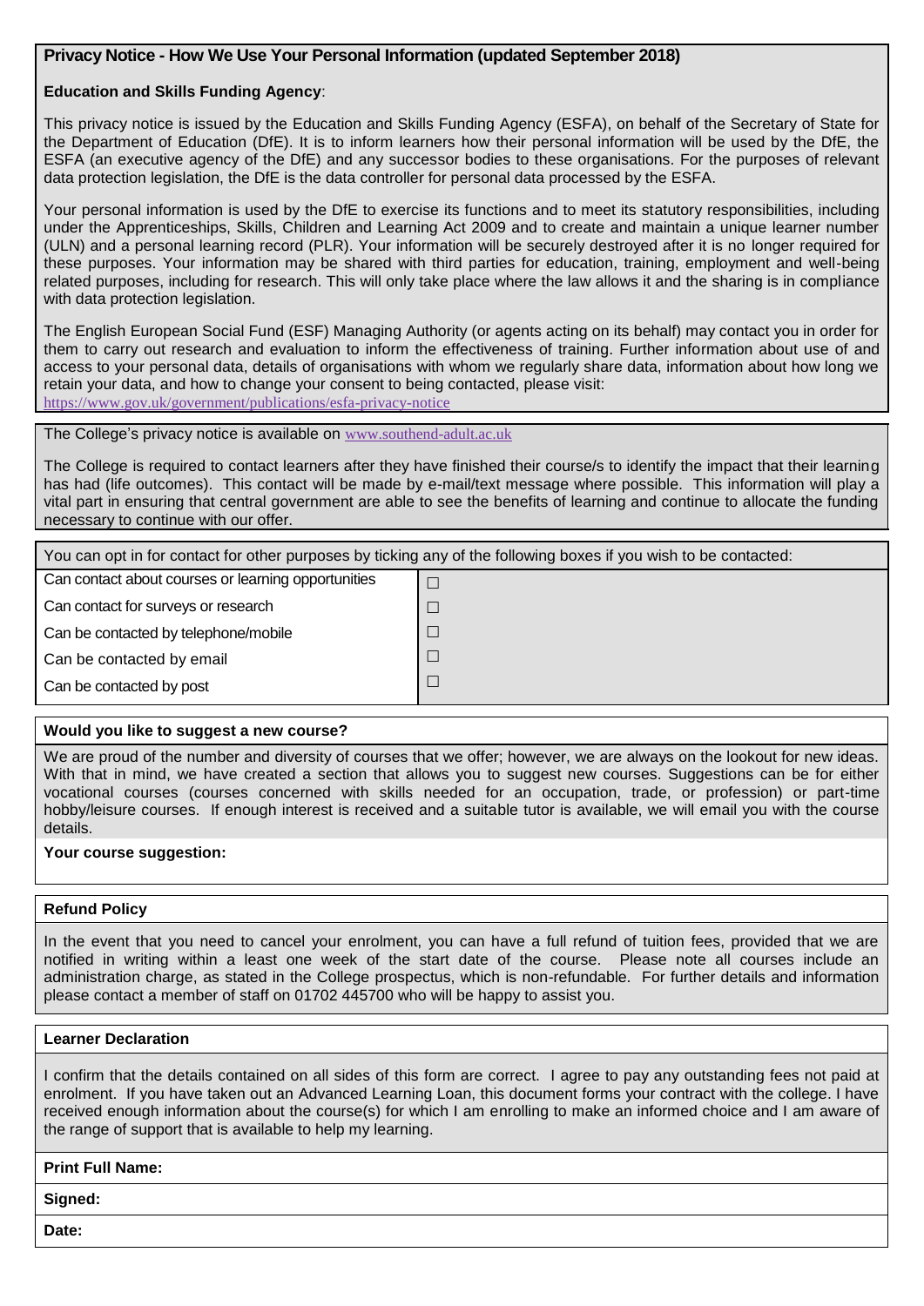**Privacy Notice - How We Use Your Personal Information (updated September 2018)**

**Education and Skills Funding Agency**:

This privacy notice is issued by the Education and Skills Funding Agency (ESFA), on behalf of the Secretary of State for the Department of Education (DfE). It is to inform learners how their personal information will be used by the DfE, the ESFA (an executive agency of the DfE) and any successor bodies to these organisations. For the purposes of relevant data protection legislation, the DfE is the data controller for personal data processed by the ESFA.

Your personal information is used by the DfE to exercise its functions and to meet its statutory responsibilities, including under the Apprenticeships, Skills, Children and Learning Act 2009 and to create and maintain a unique learner number (ULN) and a personal learning record (PLR). Your information will be securely destroyed after it is no longer required for these purposes. Your information may be shared with third parties for education, training, employment and well-being related purposes, including for research. This will only take place where the law allows it and the sharing is in compliance with data protection legislation.

The English European Social Fund (ESF) Managing Authority (or agents acting on its behalf) may contact you in order for them to carry out research and evaluation to inform the effectiveness of training. Further information about use of and access to your personal data, details of organisations with whom we regularly share data, information about how long we retain your data, and how to change your consent to being contacted, please visit:
https://www.gov.uk/government/publications/esfa-privacy-notice

The College's privacy notice is available on www.southend-adult.ac.uk

The College is required to contact learners after they have finished their course/s to identify the impact that their learning has had (life outcomes). This contact will be made by e-mail/text message where possible. This information will play a vital part in ensuring that central government are able to see the benefits of learning and continue to allocate the funding necessary to continue with our offer.

You can opt in for contact for other purposes by ticking any of the following boxes if you wish to be contacted:

| | |
|---|---|
| Can contact about courses or learning opportunities | ☐ |
| Can contact for surveys or research | ☐ |
| Can be contacted by telephone/mobile | ☐ |
| Can be contacted by email | ☐ |
| Can be contacted by post | ☐ |

**Would you like to suggest a new course?**

We are proud of the number and diversity of courses that we offer; however, we are always on the lookout for new ideas. With that in mind, we have created a section that allows you to suggest new courses. Suggestions can be for either vocational courses (courses concerned with skills needed for an occupation, trade, or profession) or part-time hobby/leisure courses. If enough interest is received and a suitable tutor is available, we will email you with the course details.

**Your course suggestion:**

**Refund Policy**

In the event that you need to cancel your enrolment, you can have a full refund of tuition fees, provided that we are notified in writing within a least one week of the start date of the course. Please note all courses include an administration charge, as stated in the College prospectus, which is non-refundable. For further details and information please contact a member of staff on 01702 445700 who will be happy to assist you.

**Learner Declaration**

I confirm that the details contained on all sides of this form are correct. I agree to pay any outstanding fees not paid at enrolment. If you have taken out an Advanced Learning Loan, this document forms your contract with the college. I have received enough information about the course(s) for which I am enrolling to make an informed choice and I am aware of the range of support that is available to help my learning.

**Print Full Name:**

**Signed:**

**Date:**